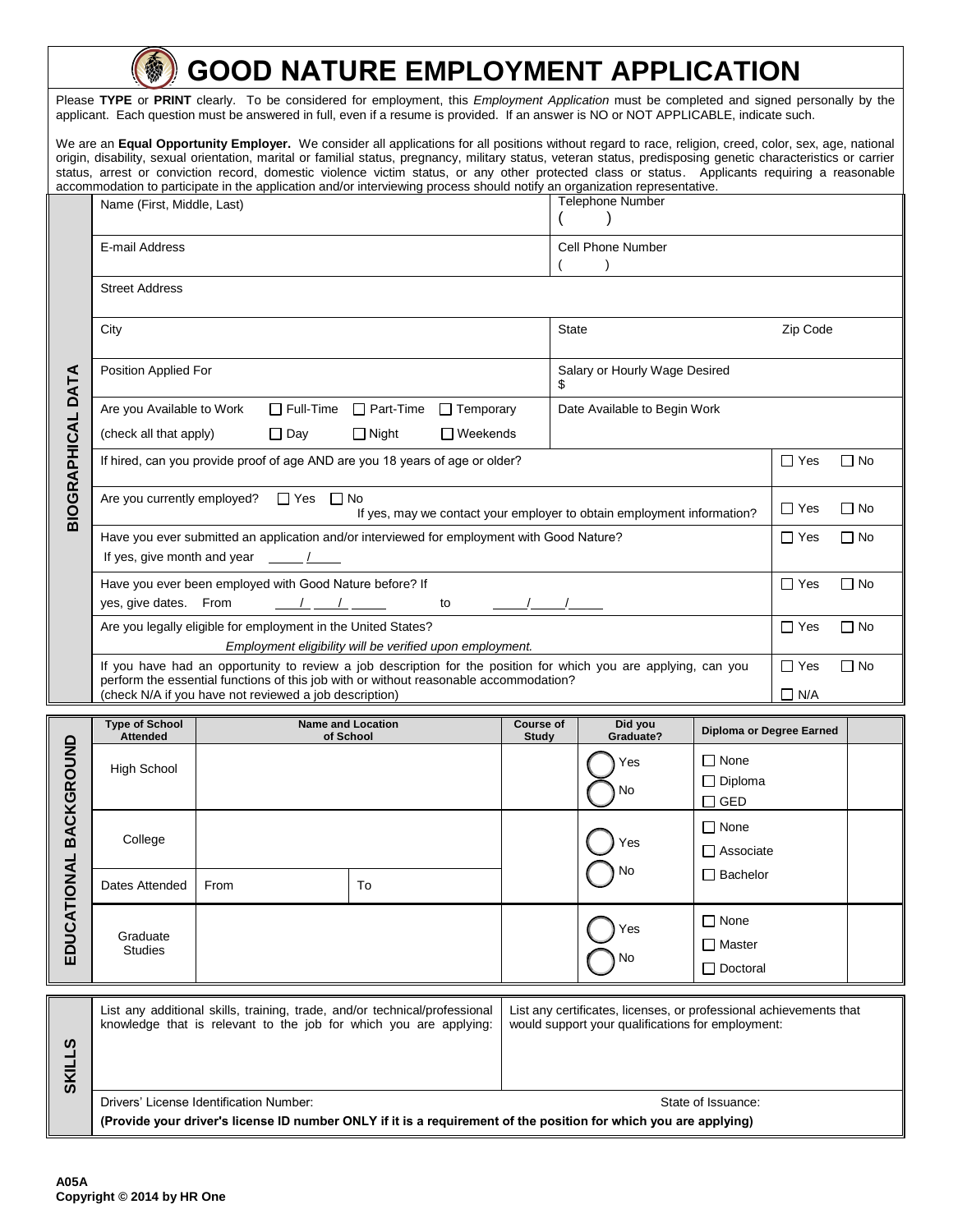# GOOD NATURE EMPLOYMENT APPLICATION

Please **TYPE** or **PRINT** clearly. To be considered for employment, this *Employment Application* must be completed and signed personally by the applicant. Each question must be answered in full, even if a resume is provided. If an answer is NO or NOT APPLICABLE, indicate such.

We are an **Equal Opportunity Employer.** We consider all applications for all positions without regard to race, religion, creed, color, sex, age, national origin, disability, sexual orientation, marital or familial status, pregnancy, military status, veteran status, predisposing genetic characteristics or carrier status, arrest or conviction record, domestic violence victim status, or any other protected class or status. Applicants requiring a reasonable accommodation to participate in the application and/or interviewing process should notify an organization representative.

## BIOGRAPHICAL DATA

| | | |
|---|---|---|
| Name (First, Middle, Last) | Telephone Number ( ) | |
| E-mail Address | Cell Phone Number ( ) | |
| Street Address | | |
| City | State | Zip Code |
| Position Applied For | Salary or Hourly Wage Desired $ | |
| Are you Available to Work ☐ Full-Time ☐ Part-Time ☐ Temporary (check all that apply) ☐ Day ☐ Night ☐ Weekends | Date Available to Begin Work | |
| If hired, can you provide proof of age AND are you 18 years of age or older? | | ☐ Yes ☐ No |
| Are you currently employed? ☐ Yes ☐ No If yes, may we contact your employer to obtain employment information? | | ☐ Yes ☐ No |
| Have you ever submitted an application and/or interviewed for employment with Good Nature? If yes, give month and year ____ /____ | | ☐ Yes ☐ No |
| Have you ever been employed with Good Nature before? If yes, give dates. From ___/___/____ to ____/____/____ | | ☐ Yes ☐ No |
| Are you legally eligible for employment in the United States? *Employment eligibility will be verified upon employment.* | | ☐ Yes ☐ No |
| If you have had an opportunity to review a job description for the position for which you are applying, can you perform the essential functions of this job with or without reasonable accommodation? (check N/A if you have not reviewed a job description) | | ☐ Yes ☐ No ☐ N/A |

## EDUCATIONAL BACKGROUND

| Type of School Attended | Name and Location of School | | Course of Study | Did you Graduate? | Diploma or Degree Earned |
|---|---|---|---|---|---|
| High School | | | | ◯ Yes ◯ No | ☐ None ☐ Diploma ☐ GED |
| College | | | | ◯ Yes ◯ No | ☐ None ☐ Associate ☐ Bachelor |
| Dates Attended | From | To | | | |
| Graduate Studies | | | | ◯ Yes ◯ No | ☐ None ☐ Master ☐ Doctoral |

## SKILLS

| | |
|---|---|
| List any additional skills, training, trade, and/or technical/professional knowledge that is relevant to the job for which you are applying: | List any certificates, licenses, or professional achievements that would support your qualifications for employment: |
| Drivers' License Identification Number: | State of Issuance: |

**(Provide your driver's license ID number ONLY if it is a requirement of the position for which you are applying)**

**A05A**
**Copyright © 2014 by HR One**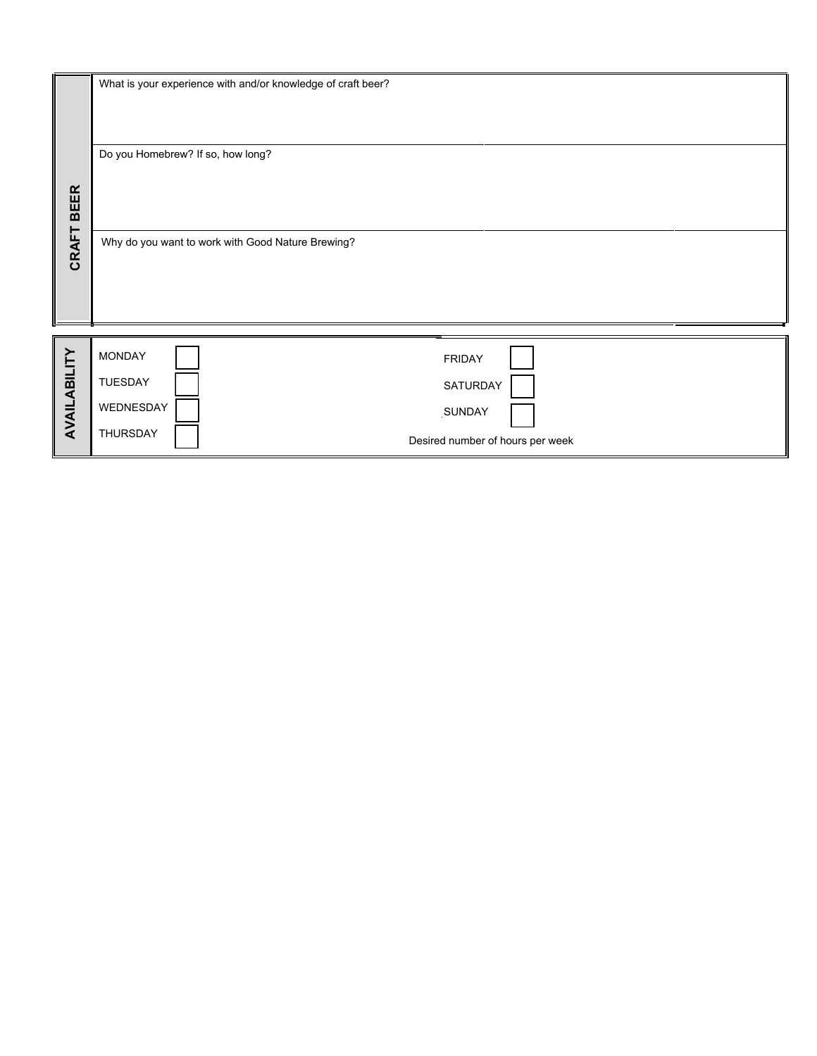## CRAFT BEER

What is your experience with and/or knowledge of craft beer?

Do you Homebrew? If so, how long?

Why do you want to work with Good Nature Brewing?

## AVAILABILITY

| | | | |
|---|---|---|---|
| MONDAY | ☐ | FRIDAY | ☐ |
| TUESDAY | ☐ | SATURDAY | ☐ |
| WEDNESDAY | ☐ | SUNDAY | ☐ |
| THURSDAY | ☐ | Desired number of hours per week | |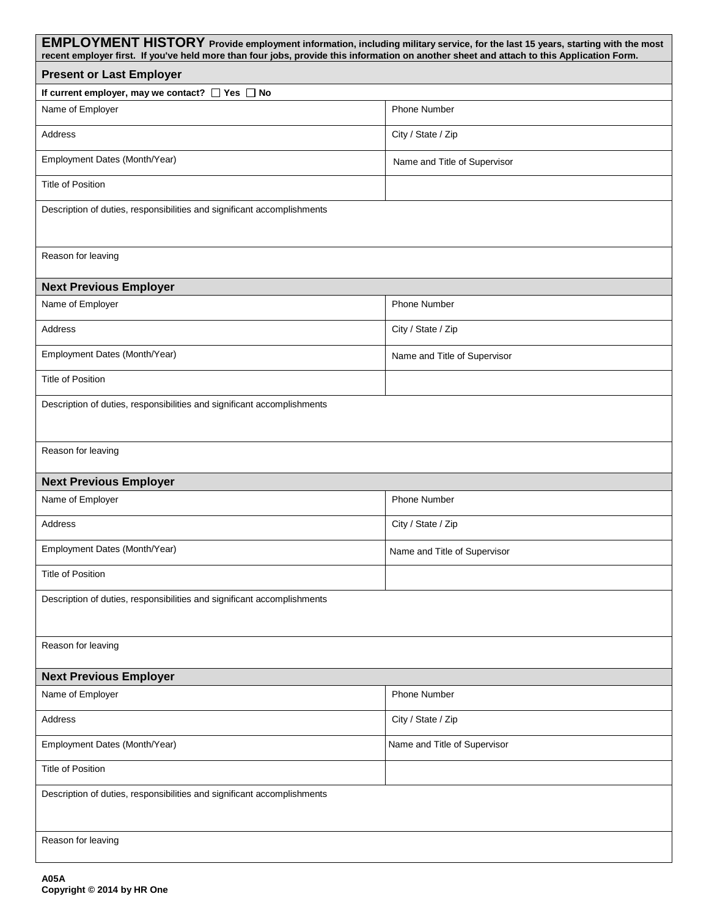## EMPLOYMENT HISTORY

**Provide employment information, including military service, for the last 15 years, starting with the most recent employer first. If you've held more than four jobs, provide this information on another sheet and attach to this Application Form.**

### Present or Last Employer

| **If current employer, may we contact?** ☐ **Yes** ☐ **No** | |
|---|---|
| Name of Employer | Phone Number |
| Address | City / State / Zip |
| Employment Dates (Month/Year) | Name and Title of Supervisor |
| Title of Position | |
| Description of duties, responsibilities and significant accomplishments | |
| Reason for leaving | |

### Next Previous Employer

| Name of Employer | Phone Number |
|---|---|
| Address | City / State / Zip |
| Employment Dates (Month/Year) | Name and Title of Supervisor |
| Title of Position | |
| Description of duties, responsibilities and significant accomplishments | |
| Reason for leaving | |

### Next Previous Employer

| Name of Employer | Phone Number |
|---|---|
| Address | City / State / Zip |
| Employment Dates (Month/Year) | Name and Title of Supervisor |
| Title of Position | |
| Description of duties, responsibilities and significant accomplishments | |
| Reason for leaving | |

### Next Previous Employer

| Name of Employer | Phone Number |
|---|---|
| Address | City / State / Zip |
| Employment Dates (Month/Year) | Name and Title of Supervisor |
| Title of Position | |
| Description of duties, responsibilities and significant accomplishments | |
| Reason for leaving | |

**A05A**
**Copyright © 2014 by HR One**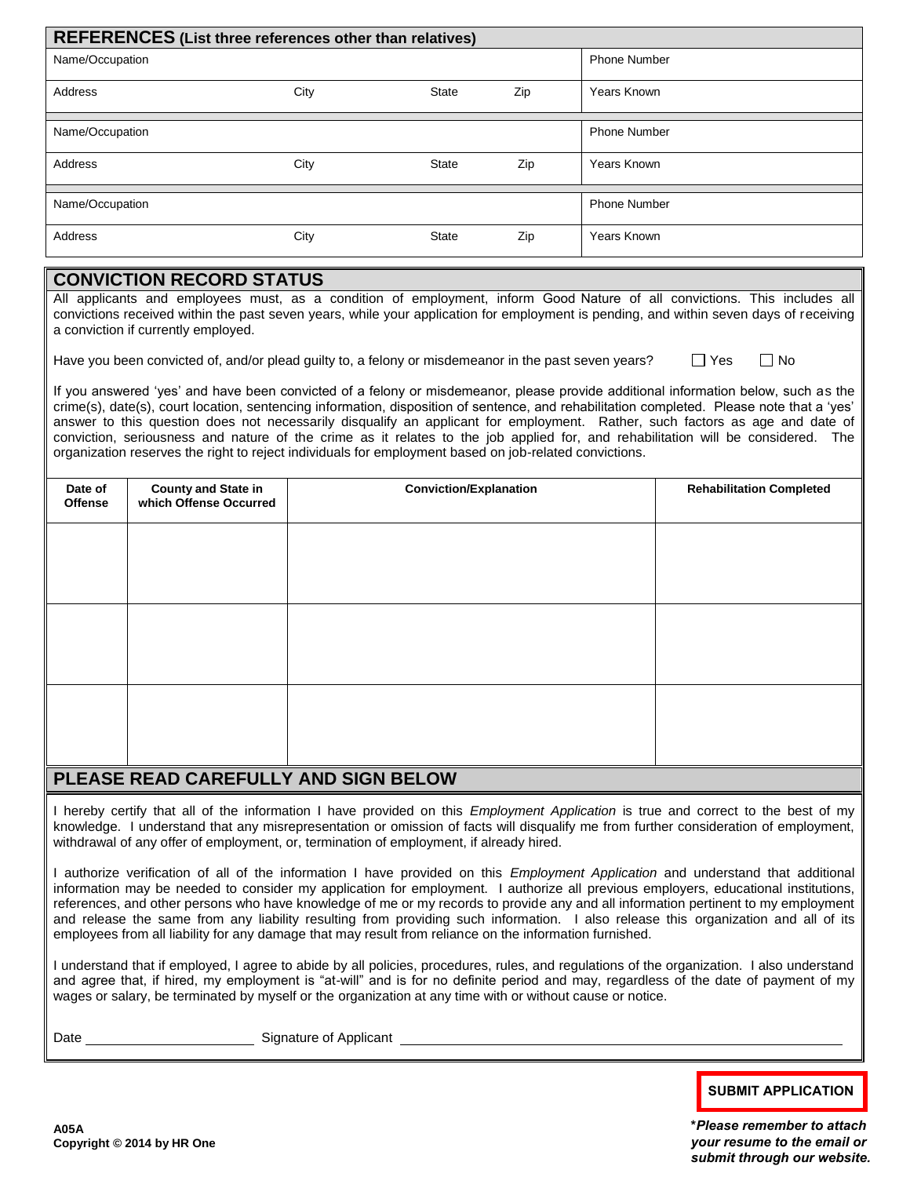## REFERENCES (List three references other than relatives)

| | | | | |
|---|---|---|---|---|
| Name/Occupation | | | | Phone Number |
| Address | City | State | Zip | Years Known |
| Name/Occupation | | | | Phone Number |
| Address | City | State | Zip | Years Known |
| Name/Occupation | | | | Phone Number |
| Address | City | State | Zip | Years Known |

## CONVICTION RECORD STATUS

All applicants and employees must, as a condition of employment, inform Good Nature of all convictions. This includes all convictions received within the past seven years, while your application for employment is pending, and within seven days of receiving a conviction if currently employed.

Have you been convicted of, and/or plead guilty to, a felony or misdemeanor in the past seven years? ☐ Yes ☐ No

If you answered 'yes' and have been convicted of a felony or misdemeanor, please provide additional information below, such as the crime(s), date(s), court location, sentencing information, disposition of sentence, and rehabilitation completed. Please note that a 'yes' answer to this question does not necessarily disqualify an applicant for employment. Rather, such factors as age and date of conviction, seriousness and nature of the crime as it relates to the job applied for, and rehabilitation will be considered. The organization reserves the right to reject individuals for employment based on job-related convictions.

| Date of Offense | County and State in which Offense Occurred | Conviction/Explanation | Rehabilitation Completed |
|---|---|---|---|
| | | | |
| | | | |
| | | | |

## PLEASE READ CAREFULLY AND SIGN BELOW

I hereby certify that all of the information I have provided on this *Employment Application* is true and correct to the best of my knowledge. I understand that any misrepresentation or omission of facts will disqualify me from further consideration of employment, withdrawal of any offer of employment, or, termination of employment, if already hired.

I authorize verification of all of the information I have provided on this *Employment Application* and understand that additional information may be needed to consider my application for employment. I authorize all previous employers, educational institutions, references, and other persons who have knowledge of me or my records to provide any and all information pertinent to my employment and release the same from any liability resulting from providing such information. I also release this organization and all of its employees from all liability for any damage that may result from reliance on the information furnished.

I understand that if employed, I agree to abide by all policies, procedures, rules, and regulations of the organization. I also understand and agree that, if hired, my employment is "at-will" and is for no definite period and may, regardless of the date of payment of my wages or salary, be terminated by myself or the organization at any time with or without cause or notice.

Date ______________________ Signature of Applicant ____________________________________________

**SUBMIT APPLICATION**

***Please remember to attach your resume to the email or submit through our website.***

**A05A**
**Copyright © 2014 by HR One**